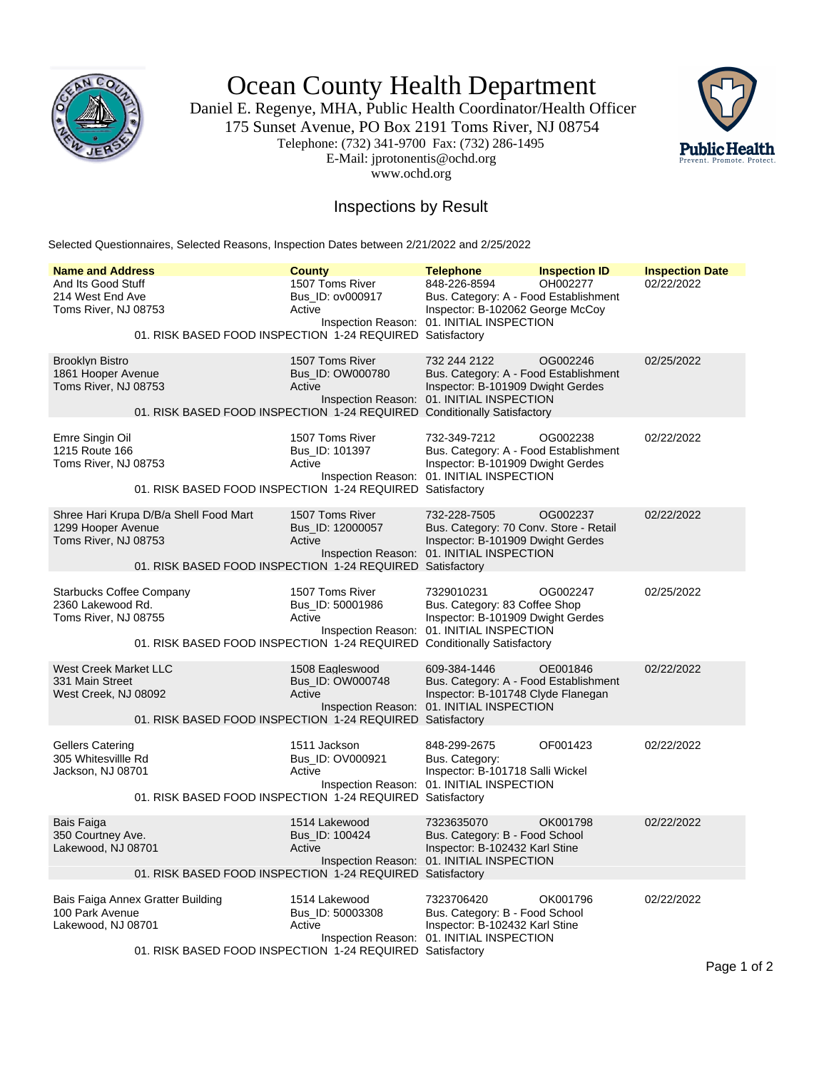# Ocean County Health Department

Daniel E. Regenye, MHA, Public Health Coordinator/Health Officer
175 Sunset Avenue, PO Box 2191 Toms River, NJ 08754
Telephone: (732) 341-9700 Fax: (732) 286-1495
E-Mail: jprotonentis@ochd.org
www.ochd.org

## Inspections by Result

Selected Questionnaires, Selected Reasons, Inspection Dates between 2/21/2022 and 2/25/2022

| Name and Address | County | Telephone | Inspection ID | Inspection Date |
|---|---|---|---|---|
| And Its Good Stuff<br>214 West End Ave<br>Toms River, NJ 08753 | 1507 Toms River<br>Bus_ID: ov000917<br>Active | 848-226-8594<br>Bus. Category: A - Food Establishment<br>Inspector: B-102062 George McCoy | OH002277 | 02/22/2022 |
| Inspection Reason: 01. INITIAL INSPECTION<br>01. RISK BASED FOOD INSPECTION 1-24 REQUIRED Satisfactory | | | | |
| Brooklyn Bistro<br>1861 Hooper Avenue<br>Toms River, NJ 08753 | 1507 Toms River<br>Bus_ID: OW000780<br>Active | 732 244 2122<br>Bus. Category: A - Food Establishment<br>Inspector: B-101909 Dwight Gerdes | OG002246 | 02/25/2022 |
| Inspection Reason: 01. INITIAL INSPECTION<br>01. RISK BASED FOOD INSPECTION 1-24 REQUIRED Conditionally Satisfactory | | | | |
| Emre Singin Oil<br>1215 Route 166<br>Toms River, NJ 08753 | 1507 Toms River<br>Bus_ID: 101397<br>Active | 732-349-7212<br>Bus. Category: A - Food Establishment<br>Inspector: B-101909 Dwight Gerdes | OG002238 | 02/22/2022 |
| Inspection Reason: 01. INITIAL INSPECTION<br>01. RISK BASED FOOD INSPECTION 1-24 REQUIRED Satisfactory | | | | |
| Shree Hari Krupa D/B/a Shell Food Mart<br>1299 Hooper Avenue<br>Toms River, NJ 08753 | 1507 Toms River<br>Bus_ID: 12000057<br>Active | 732-228-7505<br>Bus. Category: 70 Conv. Store - Retail<br>Inspector: B-101909 Dwight Gerdes | OG002237 | 02/22/2022 |
| Inspection Reason: 01. INITIAL INSPECTION<br>01. RISK BASED FOOD INSPECTION 1-24 REQUIRED Satisfactory | | | | |
| Starbucks Coffee Company<br>2360 Lakewood Rd.<br>Toms River, NJ 08755 | 1507 Toms River<br>Bus_ID: 50001986<br>Active | 7329010231<br>Bus. Category: 83 Coffee Shop<br>Inspector: B-101909 Dwight Gerdes | OG002247 | 02/25/2022 |
| Inspection Reason: 01. INITIAL INSPECTION<br>01. RISK BASED FOOD INSPECTION 1-24 REQUIRED Conditionally Satisfactory | | | | |
| West Creek Market LLC<br>331 Main Street<br>West Creek, NJ 08092 | 1508 Eagleswood<br>Bus_ID: OW000748<br>Active | 609-384-1446<br>Bus. Category: A - Food Establishment<br>Inspector: B-101748 Clyde Flanegan | OE001846 | 02/22/2022 |
| Inspection Reason: 01. INITIAL INSPECTION<br>01. RISK BASED FOOD INSPECTION 1-24 REQUIRED Satisfactory | | | | |
| Gellers Catering<br>305 Whitesvillle Rd<br>Jackson, NJ 08701 | 1511 Jackson<br>Bus_ID: OV000921<br>Active | 848-299-2675<br>Bus. Category:<br>Inspector: B-101718 Salli Wickel | OF001423 | 02/22/2022 |
| Inspection Reason: 01. INITIAL INSPECTION<br>01. RISK BASED FOOD INSPECTION 1-24 REQUIRED Satisfactory | | | | |
| Bais Faiga<br>350 Courtney Ave.<br>Lakewood, NJ 08701 | 1514 Lakewood<br>Bus_ID: 100424<br>Active | 7323635070<br>Bus. Category: B - Food School<br>Inspector: B-102432 Karl Stine | OK001798 | 02/22/2022 |
| Inspection Reason: 01. INITIAL INSPECTION<br>01. RISK BASED FOOD INSPECTION 1-24 REQUIRED Satisfactory | | | | |
| Bais Faiga Annex Gratter Building<br>100 Park Avenue<br>Lakewood, NJ 08701 | 1514 Lakewood<br>Bus_ID: 50003308<br>Active | 7323706420<br>Bus. Category: B - Food School<br>Inspector: B-102432 Karl Stine | OK001796 | 02/22/2022 |
| Inspection Reason: 01. INITIAL INSPECTION<br>01. RISK BASED FOOD INSPECTION 1-24 REQUIRED Satisfactory | | | | |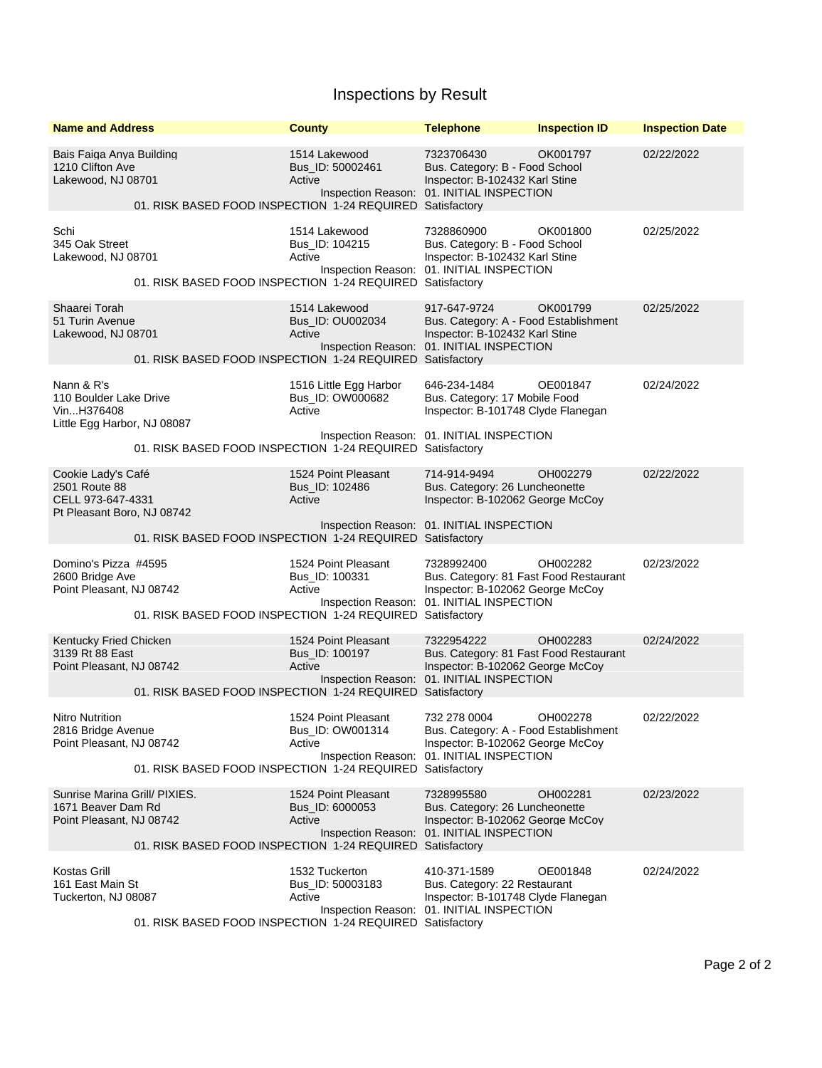# Inspections by Result

| Name and Address | County | Telephone | Inspection ID | Inspection Date |
| --- | --- | --- | --- | --- |
| Bais Faiga Anya Building<br>1210 Clifton Ave<br>Lakewood, NJ 08701 | 1514 Lakewood<br>Bus_ID: 50002461<br>Active | 7323706430<br>Bus. Category: B - Food School<br>Inspector: B-102432 Karl Stine | OK001797 | 02/22/2022 |
| Inspection Reason: 01. INITIAL INSPECTION<br>01. RISK BASED FOOD INSPECTION 1-24 REQUIRED | | Satisfactory | | |
| Schi<br>345 Oak Street<br>Lakewood, NJ 08701 | 1514 Lakewood<br>Bus_ID: 104215<br>Active | 7328860900<br>Bus. Category: B - Food School<br>Inspector: B-102432 Karl Stine | OK001800 | 02/25/2022 |
| Inspection Reason: 01. INITIAL INSPECTION<br>01. RISK BASED FOOD INSPECTION 1-24 REQUIRED | | Satisfactory | | |
| Shaarei Torah<br>51 Turin Avenue<br>Lakewood, NJ 08701 | 1514 Lakewood<br>Bus_ID: OU002034<br>Active | 917-647-9724<br>Bus. Category: A - Food Establishment<br>Inspector: B-102432 Karl Stine | OK001799 | 02/25/2022 |
| Inspection Reason: 01. INITIAL INSPECTION<br>01. RISK BASED FOOD INSPECTION 1-24 REQUIRED | | Satisfactory | | |
| Nann & R's<br>110 Boulder Lake Drive<br>Vin...H376408<br>Little Egg Harbor, NJ 08087 | 1516 Little Egg Harbor<br>Bus_ID: OW000682<br>Active | 646-234-1484<br>Bus. Category: 17 Mobile Food<br>Inspector: B-101748 Clyde Flanegan | OE001847 | 02/24/2022 |
| Inspection Reason: 01. INITIAL INSPECTION<br>01. RISK BASED FOOD INSPECTION 1-24 REQUIRED | | Satisfactory | | |
| Cookie Lady's Café<br>2501 Route 88<br>CELL 973-647-4331<br>Pt Pleasant Boro, NJ 08742 | 1524 Point Pleasant<br>Bus_ID: 102486<br>Active | 714-914-9494<br>Bus. Category: 26 Luncheonette<br>Inspector: B-102062 George McCoy | OH002279 | 02/22/2022 |
| Inspection Reason: 01. INITIAL INSPECTION<br>01. RISK BASED FOOD INSPECTION 1-24 REQUIRED | | Satisfactory | | |
| Domino's Pizza #4595<br>2600 Bridge Ave<br>Point Pleasant, NJ 08742 | 1524 Point Pleasant<br>Bus_ID: 100331<br>Active | 7328992400<br>Bus. Category: 81 Fast Food Restaurant<br>Inspector: B-102062 George McCoy | OH002282 | 02/23/2022 |
| Inspection Reason: 01. INITIAL INSPECTION<br>01. RISK BASED FOOD INSPECTION 1-24 REQUIRED | | Satisfactory | | |
| Kentucky Fried Chicken<br>3139 Rt 88 East<br>Point Pleasant, NJ 08742 | 1524 Point Pleasant<br>Bus_ID: 100197<br>Active | 7322954222<br>Bus. Category: 81 Fast Food Restaurant<br>Inspector: B-102062 George McCoy | OH002283 | 02/24/2022 |
| Inspection Reason: 01. INITIAL INSPECTION<br>01. RISK BASED FOOD INSPECTION 1-24 REQUIRED | | Satisfactory | | |
| Nitro Nutrition<br>2816 Bridge Avenue<br>Point Pleasant, NJ 08742 | 1524 Point Pleasant<br>Bus_ID: OW001314<br>Active | 732 278 0004<br>Bus. Category: A - Food Establishment<br>Inspector: B-102062 George McCoy | OH002278 | 02/22/2022 |
| Inspection Reason: 01. INITIAL INSPECTION<br>01. RISK BASED FOOD INSPECTION 1-24 REQUIRED | | Satisfactory | | |
| Sunrise Marina Grill/ PIXIES.<br>1671 Beaver Dam Rd<br>Point Pleasant, NJ 08742 | 1524 Point Pleasant<br>Bus_ID: 6000053<br>Active | 7328995580<br>Bus. Category: 26 Luncheonette<br>Inspector: B-102062 George McCoy | OH002281 | 02/23/2022 |
| Inspection Reason: 01. INITIAL INSPECTION<br>01. RISK BASED FOOD INSPECTION 1-24 REQUIRED | | Satisfactory | | |
| Kostas Grill<br>161 East Main St<br>Tuckerton, NJ 08087 | 1532 Tuckerton<br>Bus_ID: 50003183<br>Active | 410-371-1589<br>Bus. Category: 22 Restaurant<br>Inspector: B-101748 Clyde Flanegan | OE001848 | 02/24/2022 |
| Inspection Reason: 01. INITIAL INSPECTION<br>01. RISK BASED FOOD INSPECTION 1-24 REQUIRED | | Satisfactory | | |